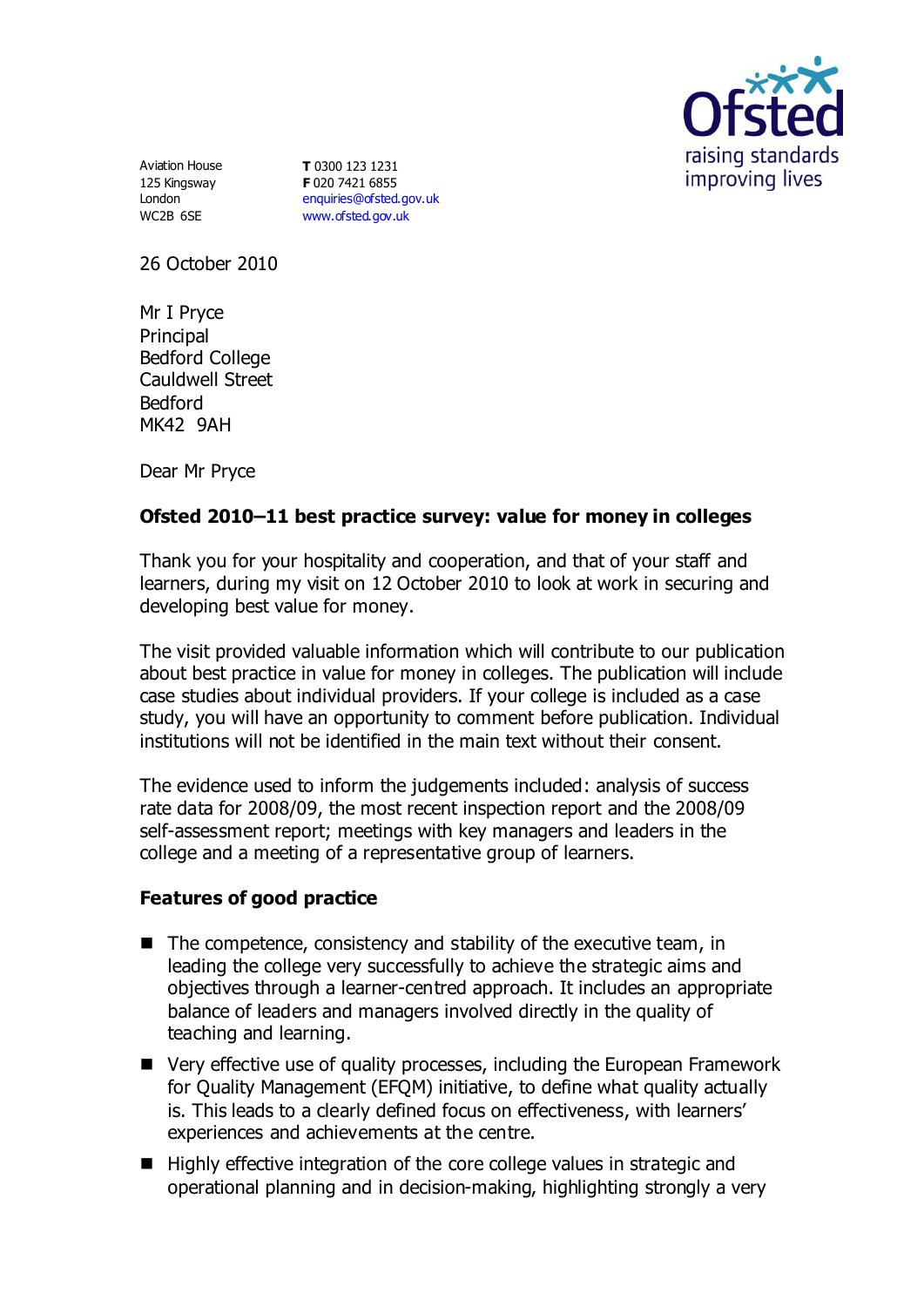Aviation House
125 Kingsway
London
WC2B 6SE

**T** 0300 123 1231
**F** 020 7421 6855
enquiries@ofsted.gov.uk
www.ofsted.gov.uk

26 October 2010

Mr I Pryce
Principal
Bedford College
Cauldwell Street
Bedford
MK42 9AH

Dear Mr Pryce

**Ofsted 2010–11 best practice survey: value for money in colleges**

Thank you for your hospitality and cooperation, and that of your staff and learners, during my visit on 12 October 2010 to look at work in securing and developing best value for money.

The visit provided valuable information which will contribute to our publication about best practice in value for money in colleges. The publication will include case studies about individual providers. If your college is included as a case study, you will have an opportunity to comment before publication. Individual institutions will not be identified in the main text without their consent.

The evidence used to inform the judgements included: analysis of success rate data for 2008/09, the most recent inspection report and the 2008/09 self-assessment report; meetings with key managers and leaders in the college and a meeting of a representative group of learners.

**Features of good practice**

- The competence, consistency and stability of the executive team, in leading the college very successfully to achieve the strategic aims and objectives through a learner-centred approach. It includes an appropriate balance of leaders and managers involved directly in the quality of teaching and learning.
- Very effective use of quality processes, including the European Framework for Quality Management (EFQM) initiative, to define what quality actually is. This leads to a clearly defined focus on effectiveness, with learners' experiences and achievements at the centre.
- Highly effective integration of the core college values in strategic and operational planning and in decision-making, highlighting strongly a very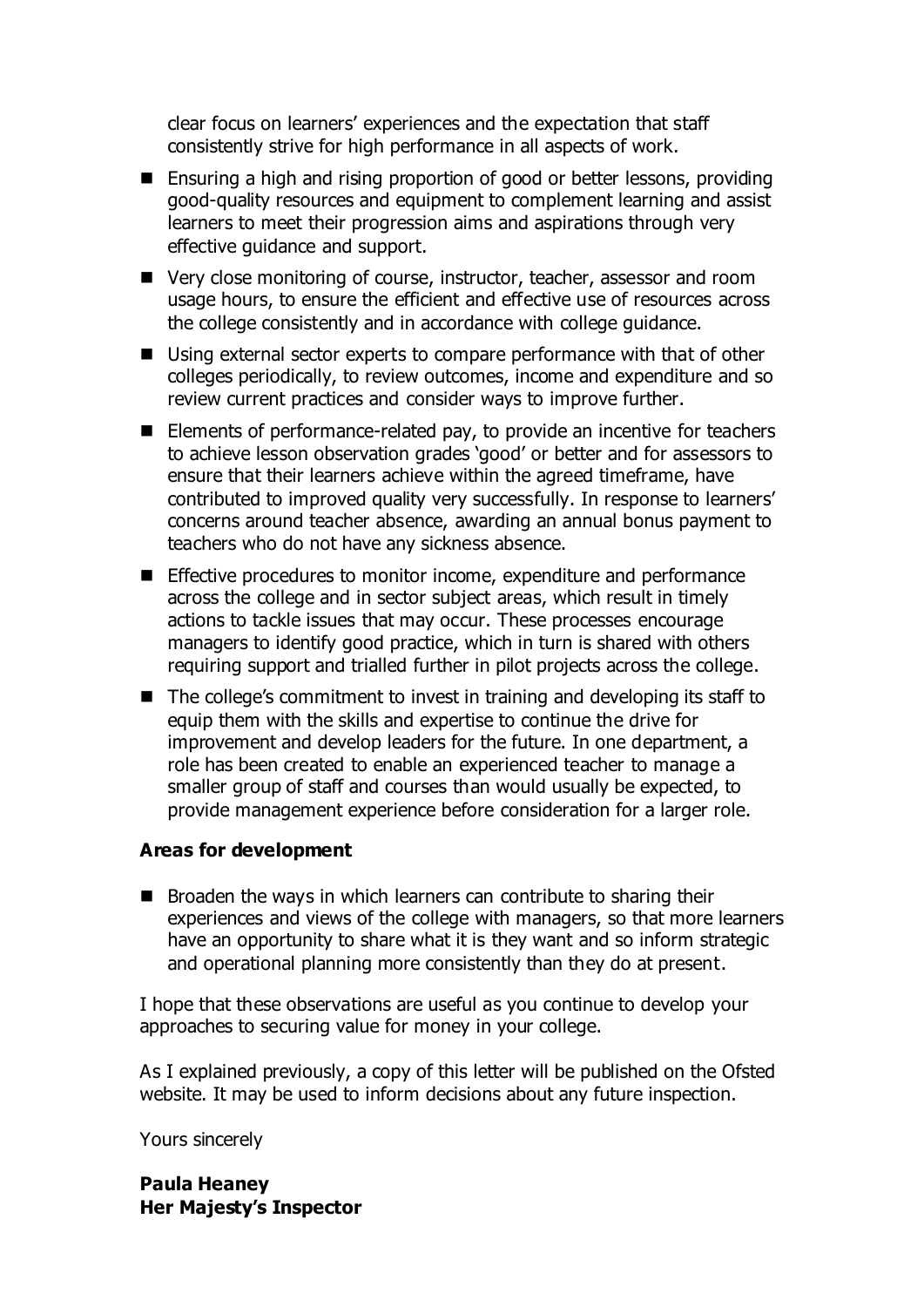clear focus on learners' experiences and the expectation that staff consistently strive for high performance in all aspects of work.

- Ensuring a high and rising proportion of good or better lessons, providing good-quality resources and equipment to complement learning and assist learners to meet their progression aims and aspirations through very effective guidance and support.
- Very close monitoring of course, instructor, teacher, assessor and room usage hours, to ensure the efficient and effective use of resources across the college consistently and in accordance with college guidance.
- Using external sector experts to compare performance with that of other colleges periodically, to review outcomes, income and expenditure and so review current practices and consider ways to improve further.
- Elements of performance-related pay, to provide an incentive for teachers to achieve lesson observation grades 'good' or better and for assessors to ensure that their learners achieve within the agreed timeframe, have contributed to improved quality very successfully. In response to learners' concerns around teacher absence, awarding an annual bonus payment to teachers who do not have any sickness absence.
- Effective procedures to monitor income, expenditure and performance across the college and in sector subject areas, which result in timely actions to tackle issues that may occur. These processes encourage managers to identify good practice, which in turn is shared with others requiring support and trialled further in pilot projects across the college.
- The college's commitment to invest in training and developing its staff to equip them with the skills and expertise to continue the drive for improvement and develop leaders for the future. In one department, a role has been created to enable an experienced teacher to manage a smaller group of staff and courses than would usually be expected, to provide management experience before consideration for a larger role.

**Areas for development**

- Broaden the ways in which learners can contribute to sharing their experiences and views of the college with managers, so that more learners have an opportunity to share what it is they want and so inform strategic and operational planning more consistently than they do at present.

I hope that these observations are useful as you continue to develop your approaches to securing value for money in your college.

As I explained previously, a copy of this letter will be published on the Ofsted website. It may be used to inform decisions about any future inspection.

Yours sincerely

**Paula Heaney**
**Her Majesty's Inspector**